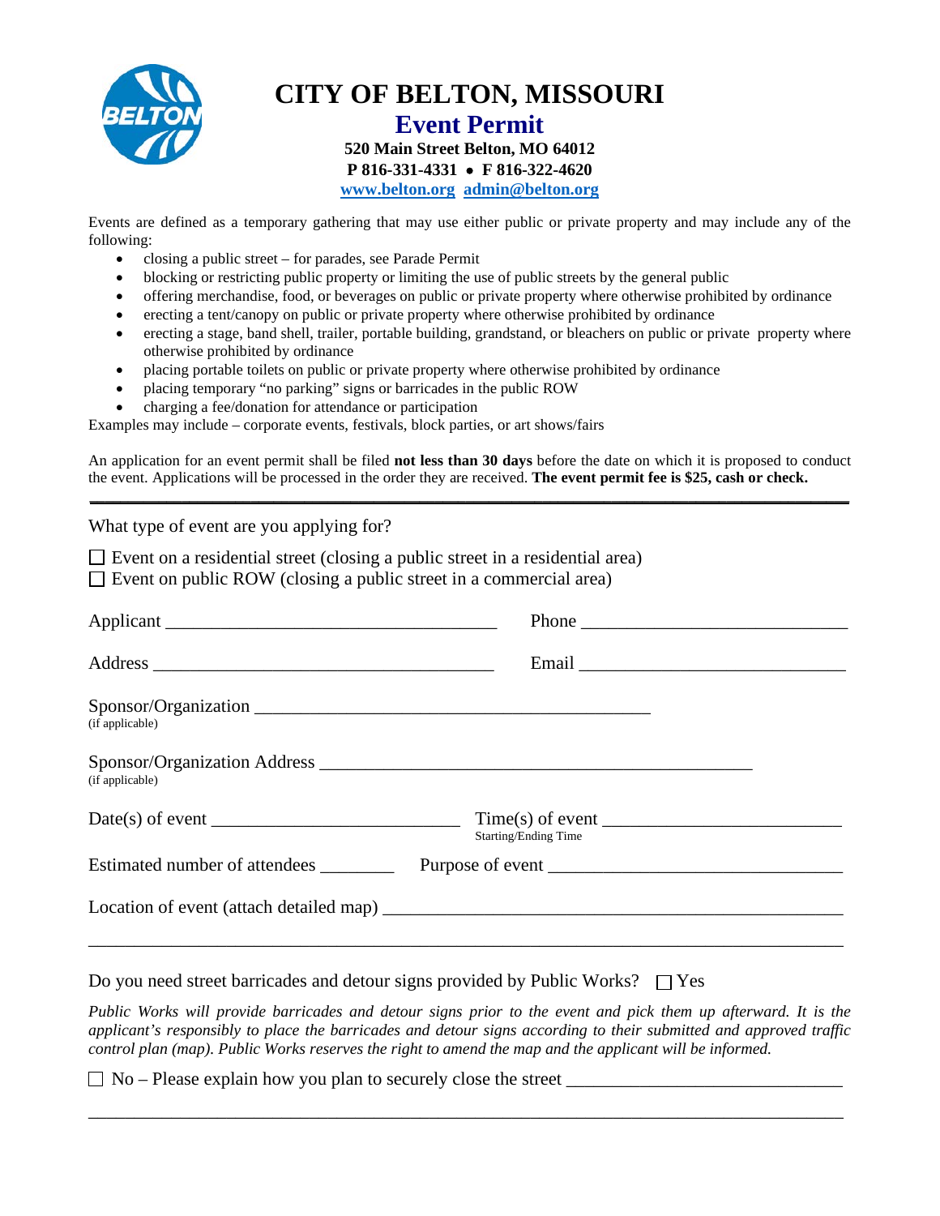# CITY OF BELTON, MISSOURI

## Event Permit

**520 Main Street Belton, MO 64012**
**P 816-331-4331 • F 816-322-4620**
**www.belton.org admin@belton.org**

Events are defined as a temporary gathering that may use either public or private property and may include any of the following:

- closing a public street – for parades, see Parade Permit
- blocking or restricting public property or limiting the use of public streets by the general public
- offering merchandise, food, or beverages on public or private property where otherwise prohibited by ordinance
- erecting a tent/canopy on public or private property where otherwise prohibited by ordinance
- erecting a stage, band shell, trailer, portable building, grandstand, or bleachers on public or private property where otherwise prohibited by ordinance
- placing portable toilets on public or private property where otherwise prohibited by ordinance
- placing temporary "no parking" signs or barricades in the public ROW
- charging a fee/donation for attendance or participation

Examples may include – corporate events, festivals, block parties, or art shows/fairs

An application for an event permit shall be filed **not less than 30 days** before the date on which it is proposed to conduct the event. Applications will be processed in the order they are received. **The event permit fee is $25, cash or check.**

---

What type of event are you applying for?

☐ Event on a residential street (closing a public street in a residential area)
☐ Event on public ROW (closing a public street in a commercial area)

Applicant ___________________________________ Phone ____________________________

Address ____________________________________ Email ____________________________

Sponsor/Organization ___________________________________________
(if applicable)

Sponsor/Organization Address ________________________________________________
(if applicable)

Date(s) of event ___________________________ Time(s) of event _________________________
Starting/Ending Time

Estimated number of attendees ________ Purpose of event ______________________________

Location of event (attach detailed map) __________________________________________________

_____________________________________________________________________________

Do you need street barricades and detour signs provided by Public Works? ☐ Yes

*Public Works will provide barricades and detour signs prior to the event and pick them up afterward. It is the applicant's responsibly to place the barricades and detour signs according to their submitted and approved traffic control plan (map). Public Works reserves the right to amend the map and the applicant will be informed.*

☐ No – Please explain how you plan to securely close the street ____________________________

_____________________________________________________________________________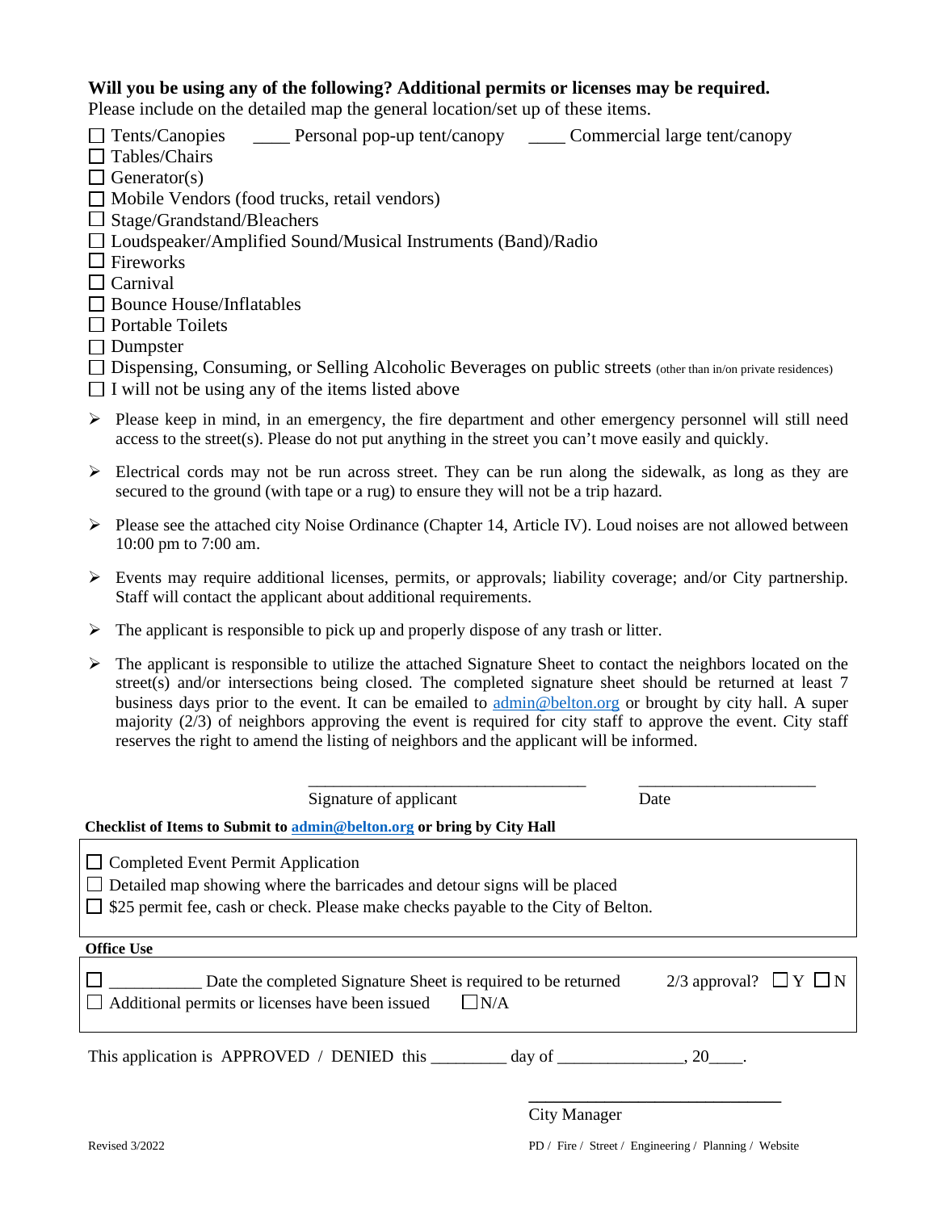**Will you be using any of the following? Additional permits or licenses may be required.**
Please include on the detailed map the general location/set up of these items.

- ☐ Tents/Canopies ____ Personal pop-up tent/canopy ____ Commercial large tent/canopy
- ☐ Tables/Chairs
- ☐ Generator(s)
- ☐ Mobile Vendors (food trucks, retail vendors)
- ☐ Stage/Grandstand/Bleachers
- ☐ Loudspeaker/Amplified Sound/Musical Instruments (Band)/Radio
- ☐ Fireworks
- ☐ Carnival
- ☐ Bounce House/Inflatables
- ☐ Portable Toilets
- ☐ Dumpster
- ☐ Dispensing, Consuming, or Selling Alcoholic Beverages on public streets (other than in/on private residences)
- ☐ I will not be using any of the items listed above

- ➢ Please keep in mind, in an emergency, the fire department and other emergency personnel will still need access to the street(s). Please do not put anything in the street you can't move easily and quickly.
- ➢ Electrical cords may not be run across street. They can be run along the sidewalk, as long as they are secured to the ground (with tape or a rug) to ensure they will not be a trip hazard.
- ➢ Please see the attached city Noise Ordinance (Chapter 14, Article IV). Loud noises are not allowed between 10:00 pm to 7:00 am.
- ➢ Events may require additional licenses, permits, or approvals; liability coverage; and/or City partnership. Staff will contact the applicant about additional requirements.
- ➢ The applicant is responsible to pick up and properly dispose of any trash or litter.
- ➢ The applicant is responsible to utilize the attached Signature Sheet to contact the neighbors located on the street(s) and/or intersections being closed. The completed signature sheet should be returned at least 7 business days prior to the event. It can be emailed to admin@belton.org or brought by city hall. A super majority (2/3) of neighbors approving the event is required for city staff to approve the event. City staff reserves the right to amend the listing of neighbors and the applicant will be informed.

_________________________________ _____________________

Signature of applicant Date

**Checklist of Items to Submit to admin@belton.org or bring by City Hall**

- ☐ Completed Event Permit Application
- ☐ Detailed map showing where the barricades and detour signs will be placed
- ☐ $25 permit fee, cash or check. Please make checks payable to the City of Belton.

**Office Use**

- ☐ __________ Date the completed Signature Sheet is required to be returned 2/3 approval? ☐ Y ☐ N
- ☐ Additional permits or licenses have been issued ☐ N/A

This application is APPROVED / DENIED this ________ day of ______________, 20____.

______________________________

City Manager

Revised 3/2022

PD / Fire / Street / Engineering / Planning / Website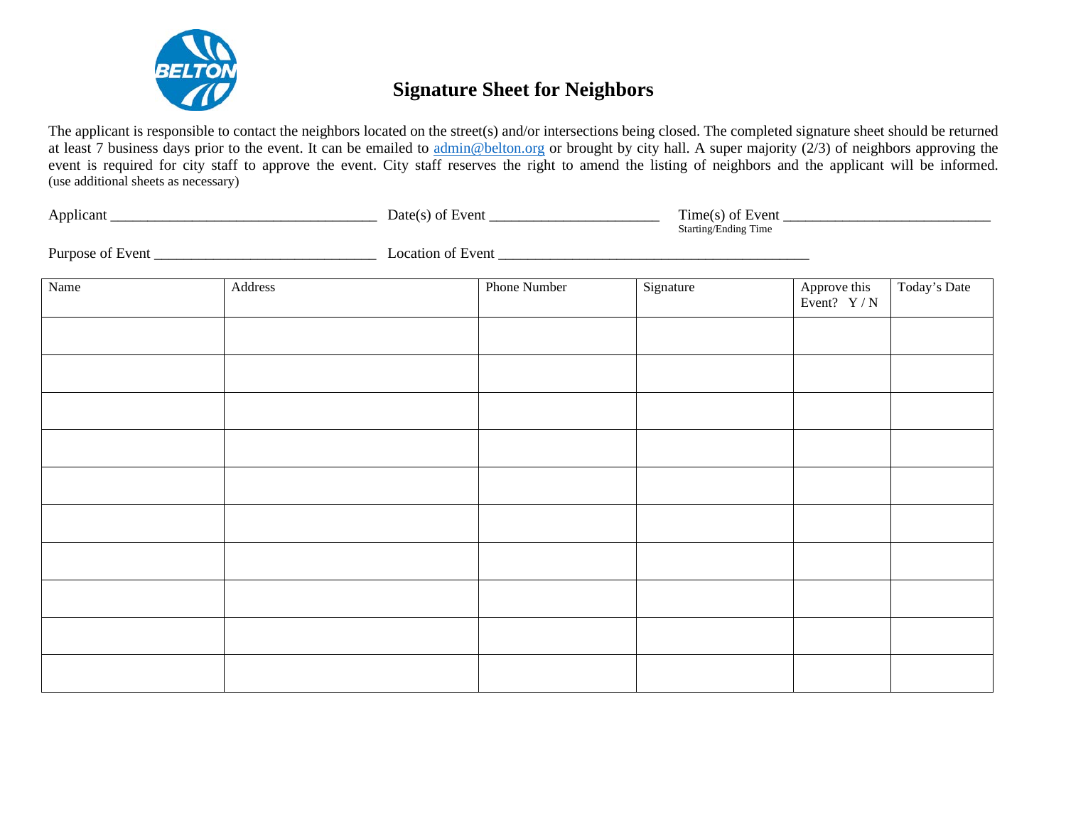# Signature Sheet for Neighbors

The applicant is responsible to contact the neighbors located on the street(s) and/or intersections being closed. The completed signature sheet should be returned at least 7 business days prior to the event. It can be emailed to admin@belton.org or brought by city hall. A super majority (2/3) of neighbors approving the event is required for city staff to approve the event. City staff reserves the right to amend the listing of neighbors and the applicant will be informed. (use additional sheets as necessary)

Applicant ___________________________________ Date(s) of Event ______________________ Time(s) of Event ___________________________
Starting/Ending Time

Purpose of Event ______________________________ Location of Event __________________________________________

| Name | Address | Phone Number | Signature | Approve this Event? Y / N | Today's Date |
|---|---|---|---|---|---|
| | | | | | |
| | | | | | |
| | | | | | |
| | | | | | |
| | | | | | |
| | | | | | |
| | | | | | |
| | | | | | |
| | | | | | |
| | | | | | |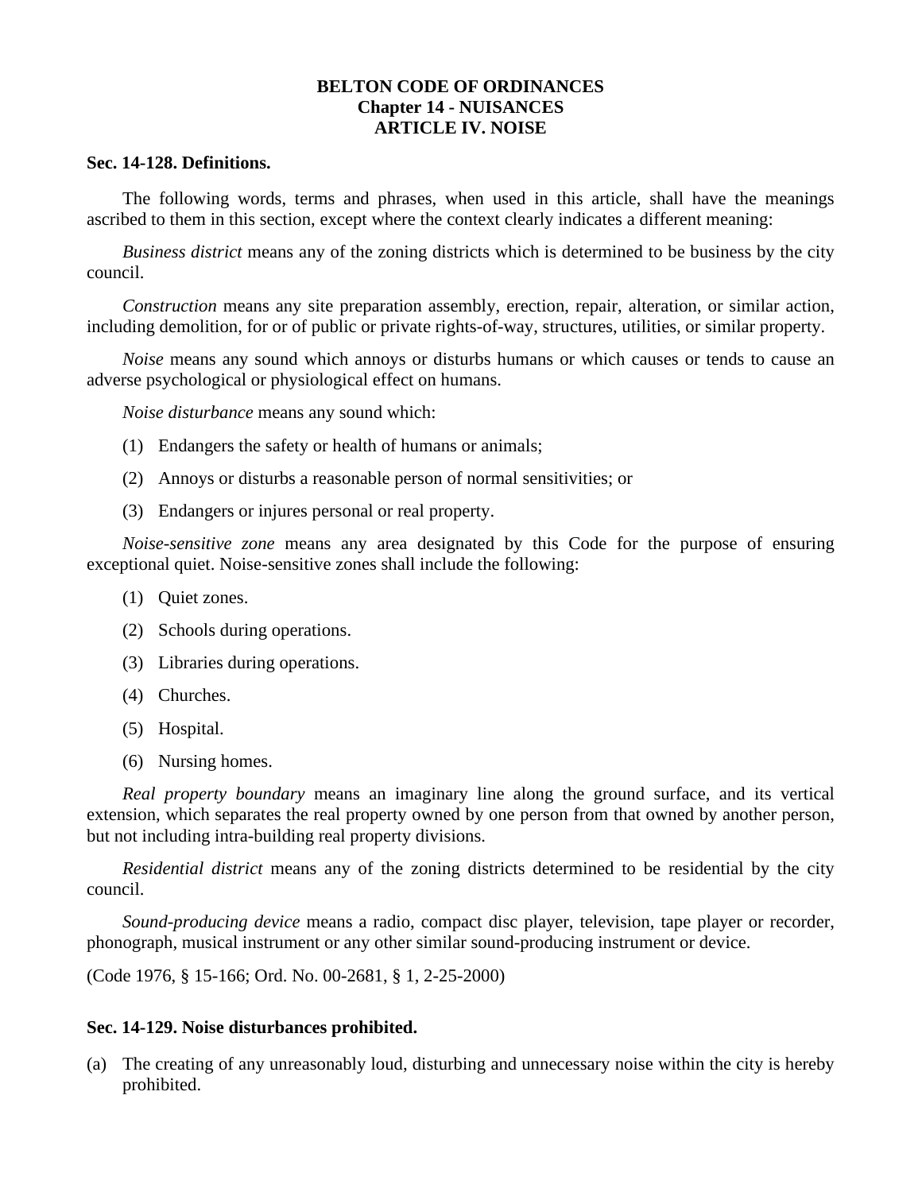**BELTON CODE OF ORDINANCES**
**Chapter 14 - NUISANCES**
**ARTICLE IV. NOISE**

### Sec. 14-128. Definitions.

The following words, terms and phrases, when used in this article, shall have the meanings ascribed to them in this section, except where the context clearly indicates a different meaning:

*Business district* means any of the zoning districts which is determined to be business by the city council.

*Construction* means any site preparation assembly, erection, repair, alteration, or similar action, including demolition, for or of public or private rights-of-way, structures, utilities, or similar property.

*Noise* means any sound which annoys or disturbs humans or which causes or tends to cause an adverse psychological or physiological effect on humans.

*Noise disturbance* means any sound which:

(1) Endangers the safety or health of humans or animals;

(2) Annoys or disturbs a reasonable person of normal sensitivities; or

(3) Endangers or injures personal or real property.

*Noise-sensitive zone* means any area designated by this Code for the purpose of ensuring exceptional quiet. Noise-sensitive zones shall include the following:

(1) Quiet zones.

(2) Schools during operations.

(3) Libraries during operations.

(4) Churches.

(5) Hospital.

(6) Nursing homes.

*Real property boundary* means an imaginary line along the ground surface, and its vertical extension, which separates the real property owned by one person from that owned by another person, but not including intra-building real property divisions.

*Residential district* means any of the zoning districts determined to be residential by the city council.

*Sound-producing device* means a radio, compact disc player, television, tape player or recorder, phonograph, musical instrument or any other similar sound-producing instrument or device.

(Code 1976, § 15-166; Ord. No. 00-2681, § 1, 2-25-2000)

### Sec. 14-129. Noise disturbances prohibited.

(a) The creating of any unreasonably loud, disturbing and unnecessary noise within the city is hereby prohibited.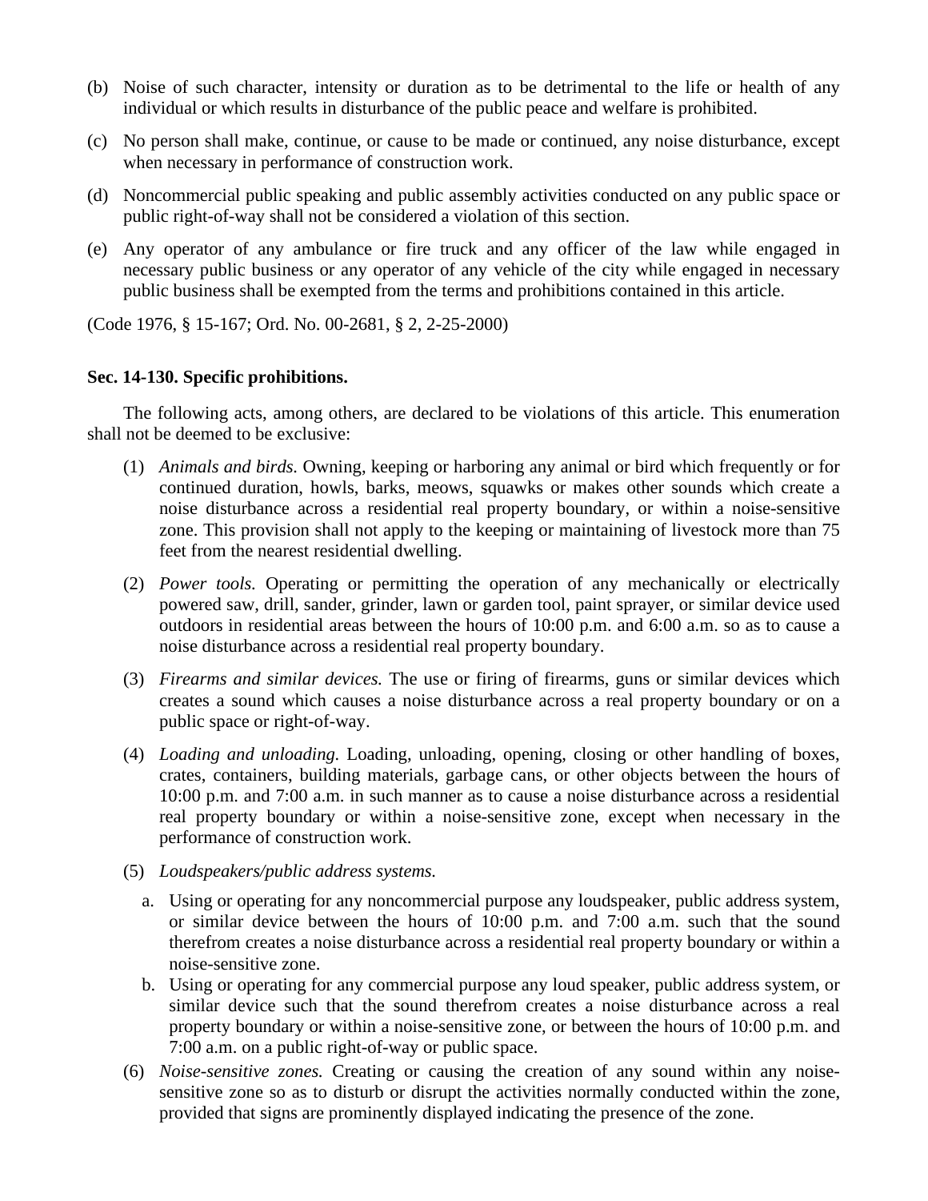(b) Noise of such character, intensity or duration as to be detrimental to the life or health of any individual or which results in disturbance of the public peace and welfare is prohibited.

(c) No person shall make, continue, or cause to be made or continued, any noise disturbance, except when necessary in performance of construction work.

(d) Noncommercial public speaking and public assembly activities conducted on any public space or public right-of-way shall not be considered a violation of this section.

(e) Any operator of any ambulance or fire truck and any officer of the law while engaged in necessary public business or any operator of any vehicle of the city while engaged in necessary public business shall be exempted from the terms and prohibitions contained in this article.

(Code 1976, § 15-167; Ord. No. 00-2681, § 2, 2-25-2000)

**Sec. 14-130. Specific prohibitions.**

The following acts, among others, are declared to be violations of this article. This enumeration shall not be deemed to be exclusive:

(1) *Animals and birds.* Owning, keeping or harboring any animal or bird which frequently or for continued duration, howls, barks, meows, squawks or makes other sounds which create a noise disturbance across a residential real property boundary, or within a noise-sensitive zone. This provision shall not apply to the keeping or maintaining of livestock more than 75 feet from the nearest residential dwelling.

(2) *Power tools.* Operating or permitting the operation of any mechanically or electrically powered saw, drill, sander, grinder, lawn or garden tool, paint sprayer, or similar device used outdoors in residential areas between the hours of 10:00 p.m. and 6:00 a.m. so as to cause a noise disturbance across a residential real property boundary.

(3) *Firearms and similar devices.* The use or firing of firearms, guns or similar devices which creates a sound which causes a noise disturbance across a real property boundary or on a public space or right-of-way.

(4) *Loading and unloading.* Loading, unloading, opening, closing or other handling of boxes, crates, containers, building materials, garbage cans, or other objects between the hours of 10:00 p.m. and 7:00 a.m. in such manner as to cause a noise disturbance across a residential real property boundary or within a noise-sensitive zone, except when necessary in the performance of construction work.

(5) *Loudspeakers/public address systems.*

   a. Using or operating for any noncommercial purpose any loudspeaker, public address system, or similar device between the hours of 10:00 p.m. and 7:00 a.m. such that the sound therefrom creates a noise disturbance across a residential real property boundary or within a noise-sensitive zone.

   b. Using or operating for any commercial purpose any loud speaker, public address system, or similar device such that the sound therefrom creates a noise disturbance across a real property boundary or within a noise-sensitive zone, or between the hours of 10:00 p.m. and 7:00 a.m. on a public right-of-way or public space.

(6) *Noise-sensitive zones.* Creating or causing the creation of any sound within any noise-sensitive zone so as to disturb or disrupt the activities normally conducted within the zone, provided that signs are prominently displayed indicating the presence of the zone.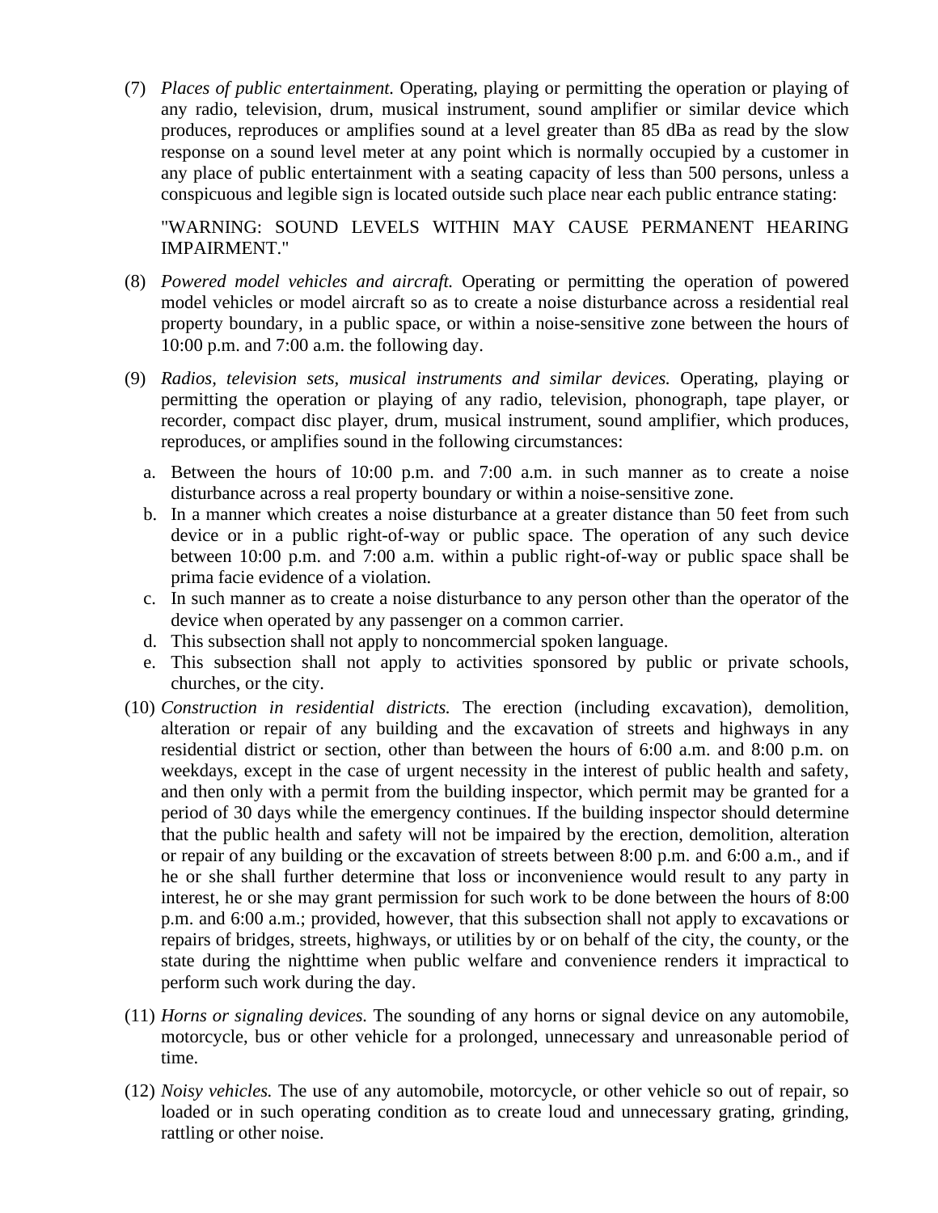(7) *Places of public entertainment.* Operating, playing or permitting the operation or playing of any radio, television, drum, musical instrument, sound amplifier or similar device which produces, reproduces or amplifies sound at a level greater than 85 dBa as read by the slow response on a sound level meter at any point which is normally occupied by a customer in any place of public entertainment with a seating capacity of less than 500 persons, unless a conspicuous and legible sign is located outside such place near each public entrance stating:

   "WARNING: SOUND LEVELS WITHIN MAY CAUSE PERMANENT HEARING IMPAIRMENT."

(8) *Powered model vehicles and aircraft.* Operating or permitting the operation of powered model vehicles or model aircraft so as to create a noise disturbance across a residential real property boundary, in a public space, or within a noise-sensitive zone between the hours of 10:00 p.m. and 7:00 a.m. the following day.

(9) *Radios, television sets, musical instruments and similar devices.* Operating, playing or permitting the operation or playing of any radio, television, phonograph, tape player, or recorder, compact disc player, drum, musical instrument, sound amplifier, which produces, reproduces, or amplifies sound in the following circumstances:

   a. Between the hours of 10:00 p.m. and 7:00 a.m. in such manner as to create a noise disturbance across a real property boundary or within a noise-sensitive zone.
   b. In a manner which creates a noise disturbance at a greater distance than 50 feet from such device or in a public right-of-way or public space. The operation of any such device between 10:00 p.m. and 7:00 a.m. within a public right-of-way or public space shall be prima facie evidence of a violation.
   c. In such manner as to create a noise disturbance to any person other than the operator of the device when operated by any passenger on a common carrier.
   d. This subsection shall not apply to noncommercial spoken language.
   e. This subsection shall not apply to activities sponsored by public or private schools, churches, or the city.

(10) *Construction in residential districts.* The erection (including excavation), demolition, alteration or repair of any building and the excavation of streets and highways in any residential district or section, other than between the hours of 6:00 a.m. and 8:00 p.m. on weekdays, except in the case of urgent necessity in the interest of public health and safety, and then only with a permit from the building inspector, which permit may be granted for a period of 30 days while the emergency continues. If the building inspector should determine that the public health and safety will not be impaired by the erection, demolition, alteration or repair of any building or the excavation of streets between 8:00 p.m. and 6:00 a.m., and if he or she shall further determine that loss or inconvenience would result to any party in interest, he or she may grant permission for such work to be done between the hours of 8:00 p.m. and 6:00 a.m.; provided, however, that this subsection shall not apply to excavations or repairs of bridges, streets, highways, or utilities by or on behalf of the city, the county, or the state during the nighttime when public welfare and convenience renders it impractical to perform such work during the day.

(11) *Horns or signaling devices.* The sounding of any horns or signal device on any automobile, motorcycle, bus or other vehicle for a prolonged, unnecessary and unreasonable period of time.

(12) *Noisy vehicles.* The use of any automobile, motorcycle, or other vehicle so out of repair, so loaded or in such operating condition as to create loud and unnecessary grating, grinding, rattling or other noise.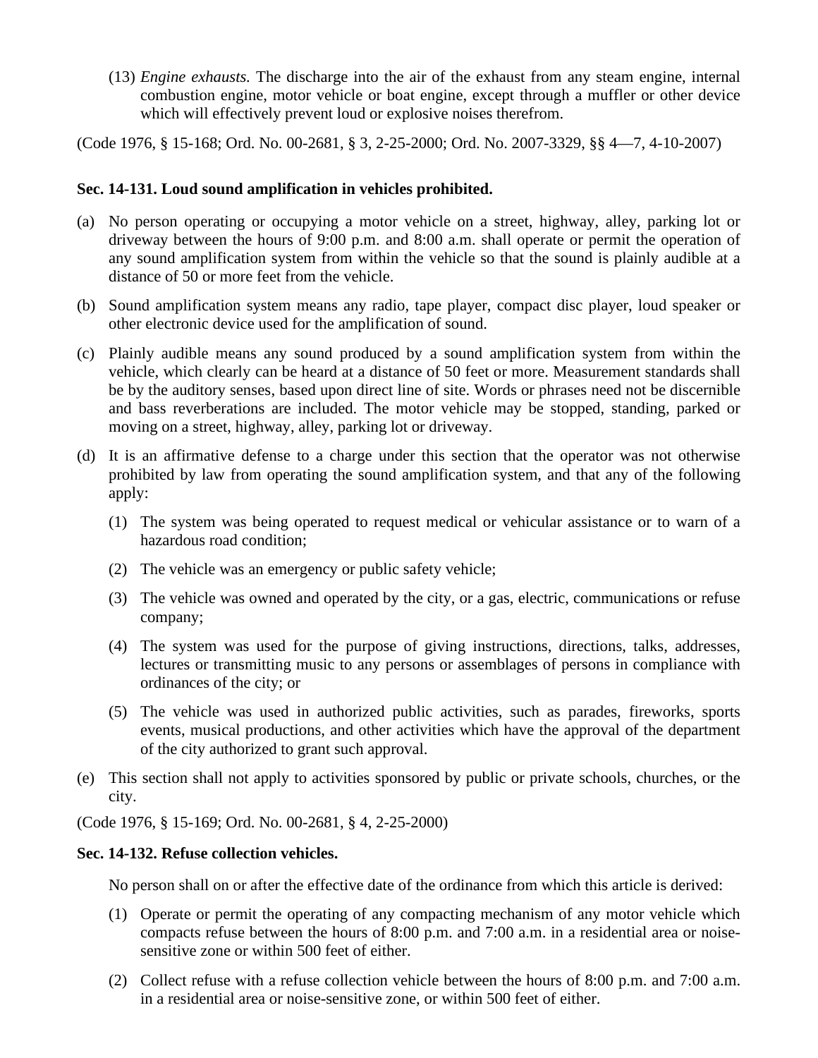(13) *Engine exhausts.* The discharge into the air of the exhaust from any steam engine, internal combustion engine, motor vehicle or boat engine, except through a muffler or other device which will effectively prevent loud or explosive noises therefrom.

(Code 1976, § 15-168; Ord. No. 00-2681, § 3, 2-25-2000; Ord. No. 2007-3329, §§ 4—7, 4-10-2007)

**Sec. 14-131. Loud sound amplification in vehicles prohibited.**

(a) No person operating or occupying a motor vehicle on a street, highway, alley, parking lot or driveway between the hours of 9:00 p.m. and 8:00 a.m. shall operate or permit the operation of any sound amplification system from within the vehicle so that the sound is plainly audible at a distance of 50 or more feet from the vehicle.

(b) Sound amplification system means any radio, tape player, compact disc player, loud speaker or other electronic device used for the amplification of sound.

(c) Plainly audible means any sound produced by a sound amplification system from within the vehicle, which clearly can be heard at a distance of 50 feet or more. Measurement standards shall be by the auditory senses, based upon direct line of site. Words or phrases need not be discernible and bass reverberations are included. The motor vehicle may be stopped, standing, parked or moving on a street, highway, alley, parking lot or driveway.

(d) It is an affirmative defense to a charge under this section that the operator was not otherwise prohibited by law from operating the sound amplification system, and that any of the following apply:

   (1) The system was being operated to request medical or vehicular assistance or to warn of a hazardous road condition;

   (2) The vehicle was an emergency or public safety vehicle;

   (3) The vehicle was owned and operated by the city, or a gas, electric, communications or refuse company;

   (4) The system was used for the purpose of giving instructions, directions, talks, addresses, lectures or transmitting music to any persons or assemblages of persons in compliance with ordinances of the city; or

   (5) The vehicle was used in authorized public activities, such as parades, fireworks, sports events, musical productions, and other activities which have the approval of the department of the city authorized to grant such approval.

(e) This section shall not apply to activities sponsored by public or private schools, churches, or the city.

(Code 1976, § 15-169; Ord. No. 00-2681, § 4, 2-25-2000)

**Sec. 14-132. Refuse collection vehicles.**

No person shall on or after the effective date of the ordinance from which this article is derived:

(1) Operate or permit the operating of any compacting mechanism of any motor vehicle which compacts refuse between the hours of 8:00 p.m. and 7:00 a.m. in a residential area or noise-sensitive zone or within 500 feet of either.

(2) Collect refuse with a refuse collection vehicle between the hours of 8:00 p.m. and 7:00 a.m. in a residential area or noise-sensitive zone, or within 500 feet of either.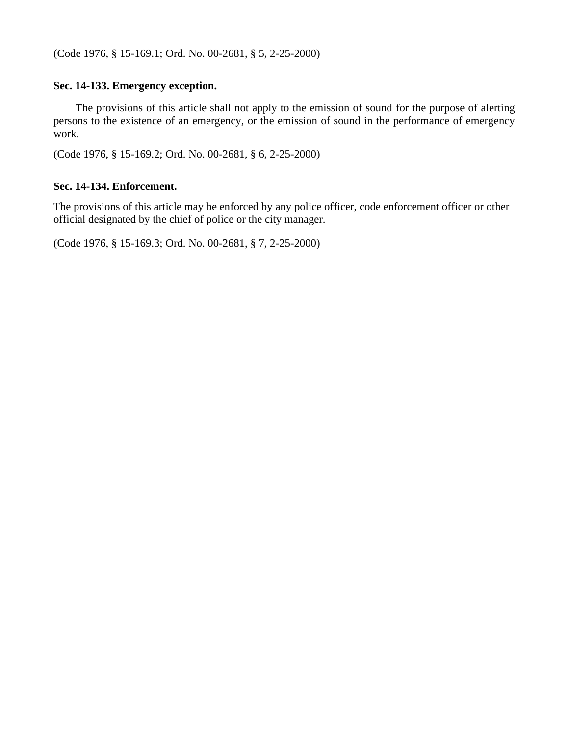(Code 1976, § 15-169.1; Ord. No. 00-2681, § 5, 2-25-2000)

**Sec. 14-133. Emergency exception.**

The provisions of this article shall not apply to the emission of sound for the purpose of alerting persons to the existence of an emergency, or the emission of sound in the performance of emergency work.

(Code 1976, § 15-169.2; Ord. No. 00-2681, § 6, 2-25-2000)

**Sec. 14-134. Enforcement.**

The provisions of this article may be enforced by any police officer, code enforcement officer or other official designated by the chief of police or the city manager.

(Code 1976, § 15-169.3; Ord. No. 00-2681, § 7, 2-25-2000)